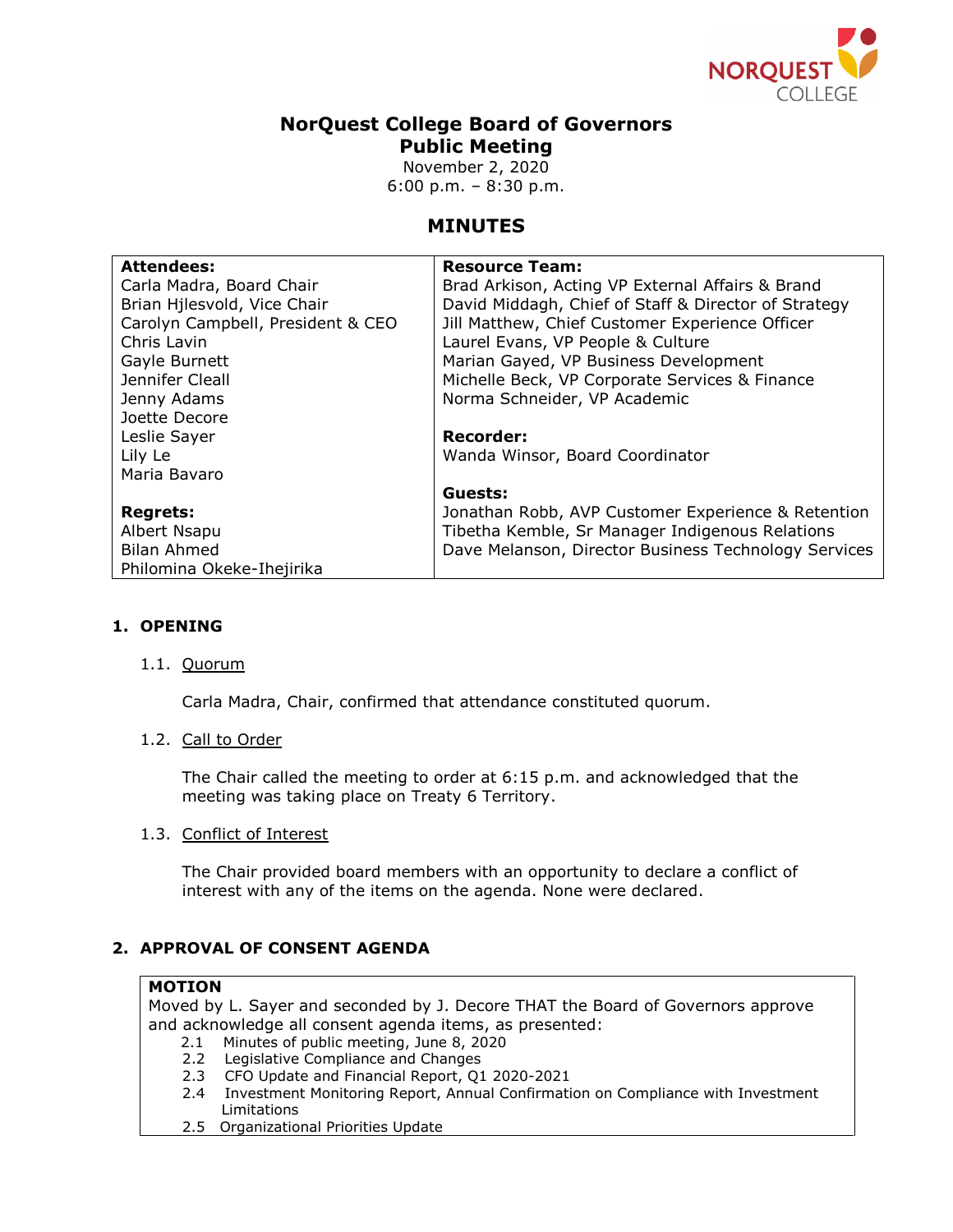# NorQuest College Board of Governors
## Public Meeting

November 2, 2020
6:00 p.m. – 8:30 p.m.

## MINUTES

| Attendees: | Resource Team: |
|---|---|
| Carla Madra, Board Chair | Brad Arkison, Acting VP External Affairs & Brand |
| Brian Hjlesvold, Vice Chair | David Middagh, Chief of Staff & Director of Strategy |
| Carolyn Campbell, President & CEO | Jill Matthew, Chief Customer Experience Officer |
| Chris Lavin | Laurel Evans, VP People & Culture |
| Gayle Burnett | Marian Gayed, VP Business Development |
| Jennifer Cleall | Michelle Beck, VP Corporate Services & Finance |
| Jenny Adams | Norma Schneider, VP Academic |
| Joette Decore | |
| Leslie Sayer | **Recorder:** |
| Lily Le | Wanda Winsor, Board Coordinator |
| Maria Bavaro | |
| | **Guests:** |
| **Regrets:** | Jonathan Robb, AVP Customer Experience & Retention |
| Albert Nsapu | Tibetha Kemble, Sr Manager Indigenous Relations |
| Bilan Ahmed | Dave Melanson, Director Business Technology Services |
| Philomina Okeke-Ihejirika | |

### 1. OPENING

1.1. Quorum

Carla Madra, Chair, confirmed that attendance constituted quorum.

1.2. Call to Order

The Chair called the meeting to order at 6:15 p.m. and acknowledged that the meeting was taking place on Treaty 6 Territory.

1.3. Conflict of Interest

The Chair provided board members with an opportunity to declare a conflict of interest with any of the items on the agenda. None were declared.

### 2. APPROVAL OF CONSENT AGENDA

**MOTION**
Moved by L. Sayer and seconded by J. Decore THAT the Board of Governors approve and acknowledge all consent agenda items, as presented:

- 2.1 Minutes of public meeting, June 8, 2020
- 2.2 Legislative Compliance and Changes
- 2.3 CFO Update and Financial Report, Q1 2020-2021
- 2.4 Investment Monitoring Report, Annual Confirmation on Compliance with Investment Limitations
- 2.5 Organizational Priorities Update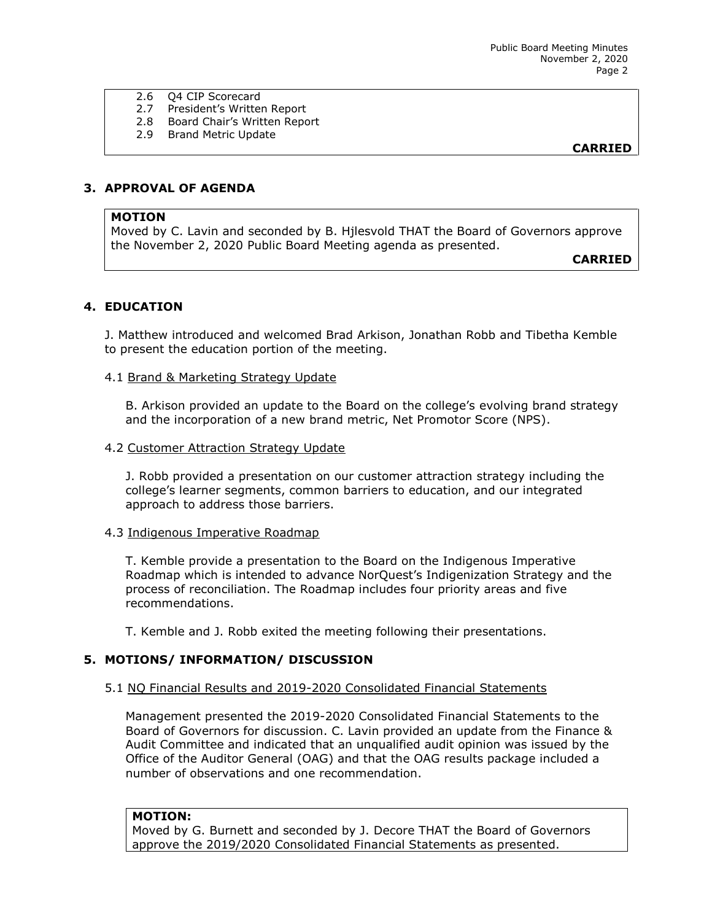2.6 Q4 CIP Scorecard
2.7 President's Written Report
2.8 Board Chair's Written Report
2.9 Brand Metric Update

**CARRIED**

## 3. APPROVAL OF AGENDA

**MOTION**
Moved by C. Lavin and seconded by B. Hjlesvold THAT the Board of Governors approve the November 2, 2020 Public Board Meeting agenda as presented.

**CARRIED**

## 4. EDUCATION

J. Matthew introduced and welcomed Brad Arkison, Jonathan Robb and Tibetha Kemble to present the education portion of the meeting.

4.1 Brand & Marketing Strategy Update

B. Arkison provided an update to the Board on the college's evolving brand strategy and the incorporation of a new brand metric, Net Promotor Score (NPS).

4.2 Customer Attraction Strategy Update

J. Robb provided a presentation on our customer attraction strategy including the college's learner segments, common barriers to education, and our integrated approach to address those barriers.

4.3 Indigenous Imperative Roadmap

T. Kemble provide a presentation to the Board on the Indigenous Imperative Roadmap which is intended to advance NorQuest's Indigenization Strategy and the process of reconciliation. The Roadmap includes four priority areas and five recommendations.

T. Kemble and J. Robb exited the meeting following their presentations.

## 5. MOTIONS/ INFORMATION/ DISCUSSION

5.1 NQ Financial Results and 2019-2020 Consolidated Financial Statements

Management presented the 2019-2020 Consolidated Financial Statements to the Board of Governors for discussion. C. Lavin provided an update from the Finance & Audit Committee and indicated that an unqualified audit opinion was issued by the Office of the Auditor General (OAG) and that the OAG results package included a number of observations and one recommendation.

**MOTION:**
Moved by G. Burnett and seconded by J. Decore THAT the Board of Governors approve the 2019/2020 Consolidated Financial Statements as presented.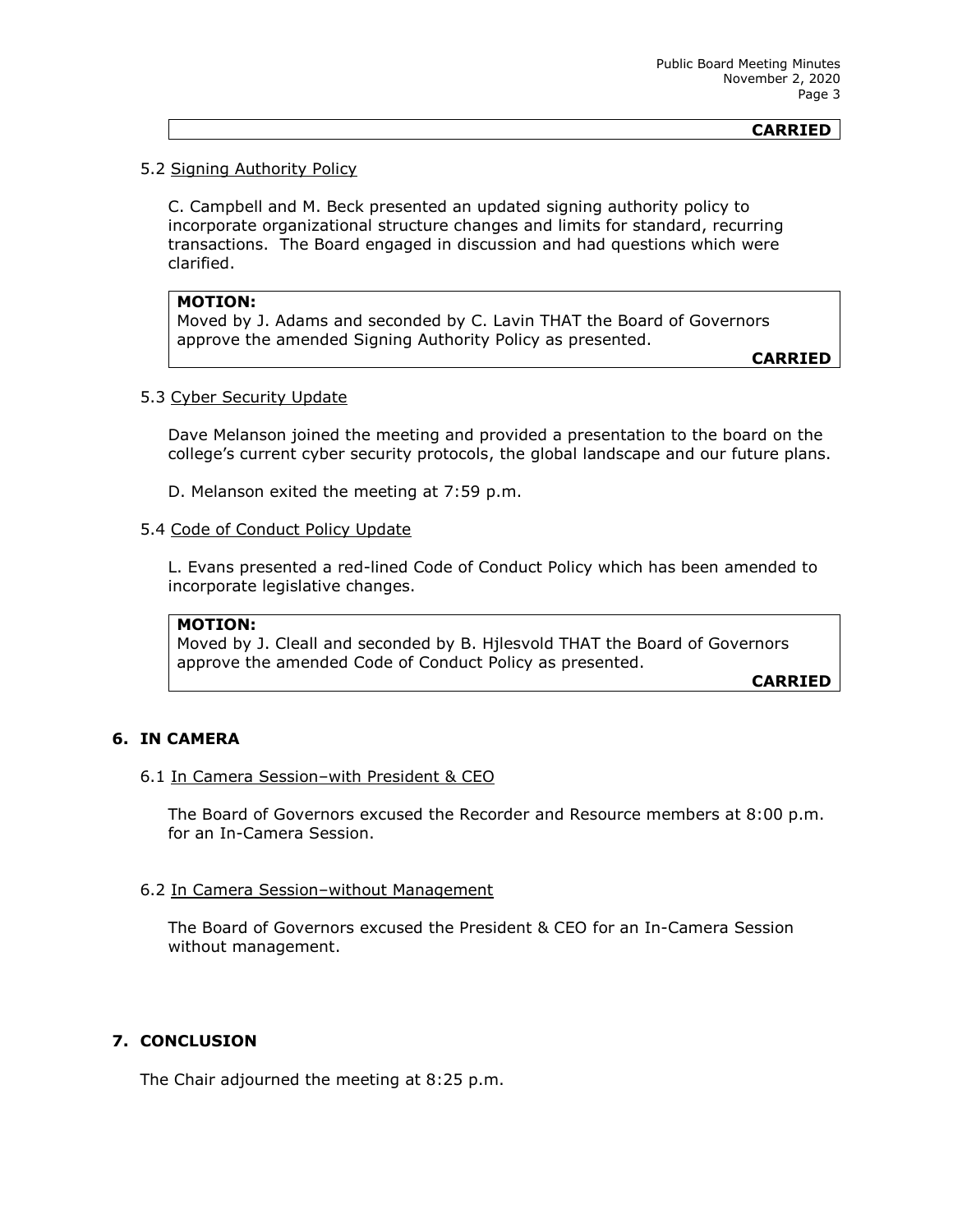**CARRIED**

5.2 Signing Authority Policy

C. Campbell and M. Beck presented an updated signing authority policy to incorporate organizational structure changes and limits for standard, recurring transactions. The Board engaged in discussion and had questions which were clarified.

**MOTION:**
Moved by J. Adams and seconded by C. Lavin THAT the Board of Governors approve the amended Signing Authority Policy as presented.

**CARRIED**

5.3 Cyber Security Update

Dave Melanson joined the meeting and provided a presentation to the board on the college's current cyber security protocols, the global landscape and our future plans.

D. Melanson exited the meeting at 7:59 p.m.

5.4 Code of Conduct Policy Update

L. Evans presented a red-lined Code of Conduct Policy which has been amended to incorporate legislative changes.

**MOTION:**
Moved by J. Cleall and seconded by B. Hjlesvold THAT the Board of Governors approve the amended Code of Conduct Policy as presented.

**CARRIED**

## 6. IN CAMERA

6.1 In Camera Session–with President & CEO

The Board of Governors excused the Recorder and Resource members at 8:00 p.m. for an In-Camera Session.

6.2 In Camera Session–without Management

The Board of Governors excused the President & CEO for an In-Camera Session without management.

## 7. CONCLUSION

The Chair adjourned the meeting at 8:25 p.m.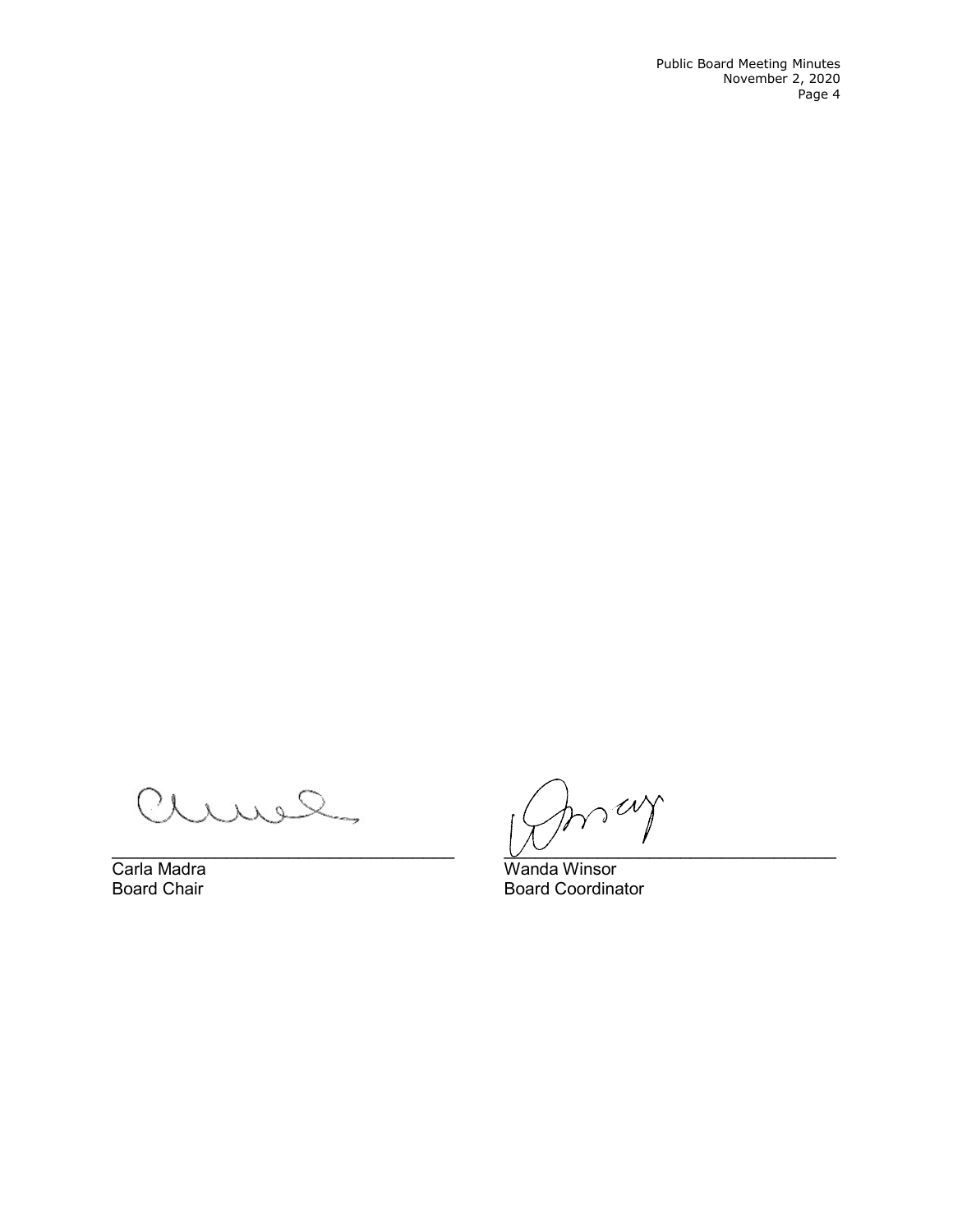Carla Madra
Board Chair

Wanda Winsor
Board Coordinator